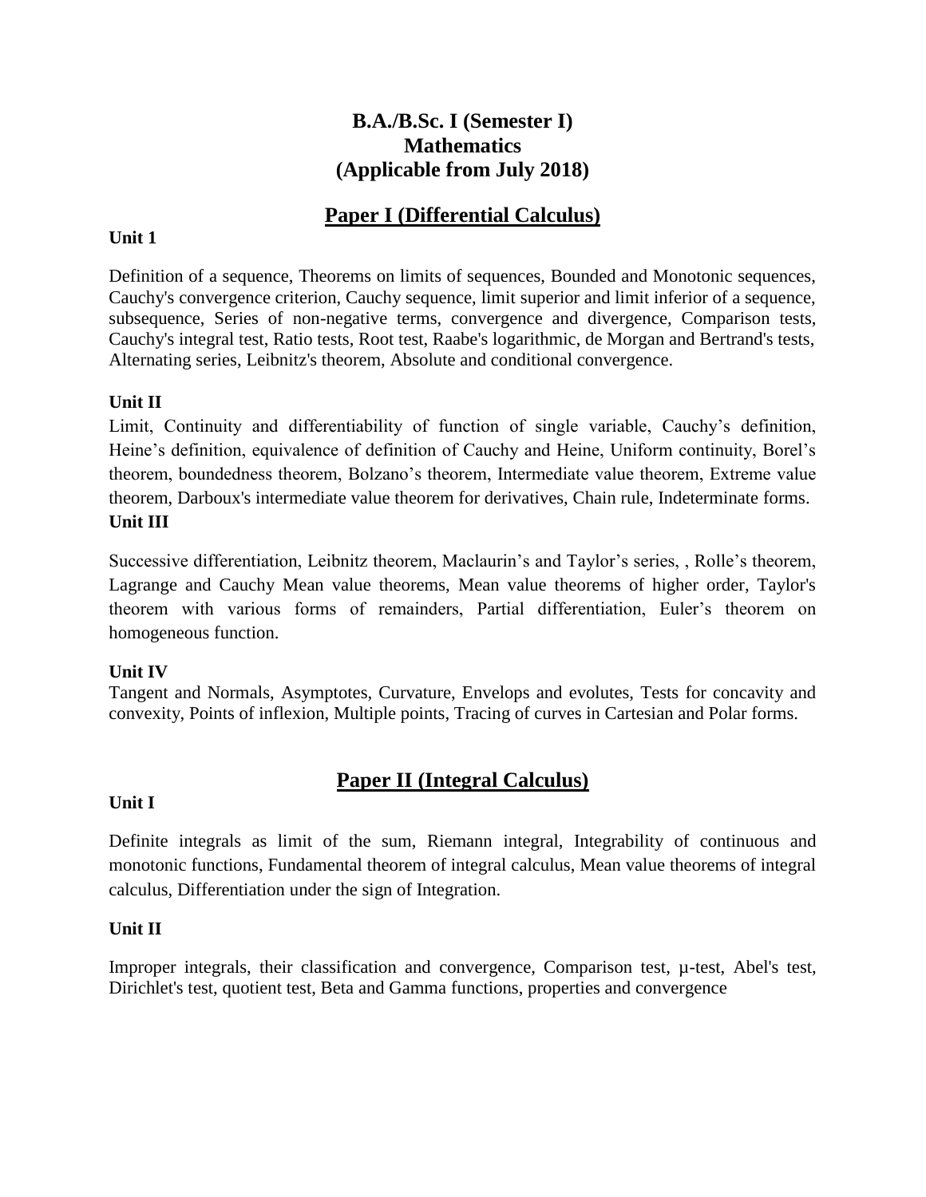# B.A./B.Sc. I (Semester I)
# Mathematics
# (Applicable from July 2018)

## Paper I (Differential Calculus)

**Unit 1**

Definition of a sequence, Theorems on limits of sequences, Bounded and Monotonic sequences, Cauchy's convergence criterion, Cauchy sequence, limit superior and limit inferior of a sequence, subsequence, Series of non-negative terms, convergence and divergence, Comparison tests, Cauchy's integral test, Ratio tests, Root test, Raabe's logarithmic, de Morgan and Bertrand's tests, Alternating series, Leibnitz's theorem, Absolute and conditional convergence.

**Unit II**

Limit, Continuity and differentiability of function of single variable, Cauchy's definition, Heine's definition, equivalence of definition of Cauchy and Heine, Uniform continuity, Borel's theorem, boundedness theorem, Bolzano's theorem, Intermediate value theorem, Extreme value theorem, Darboux's intermediate value theorem for derivatives, Chain rule, Indeterminate forms.

**Unit III**

Successive differentiation, Leibnitz theorem, Maclaurin's and Taylor's series, , Rolle's theorem, Lagrange and Cauchy Mean value theorems, Mean value theorems of higher order, Taylor's theorem with various forms of remainders, Partial differentiation, Euler's theorem on homogeneous function.

**Unit IV**

Tangent and Normals, Asymptotes, Curvature, Envelops and evolutes, Tests for concavity and convexity, Points of inflexion, Multiple points, Tracing of curves in Cartesian and Polar forms.

## Paper II (Integral Calculus)

**Unit I**

Definite integrals as limit of the sum, Riemann integral, Integrability of continuous and monotonic functions, Fundamental theorem of integral calculus, Mean value theorems of integral calculus, Differentiation under the sign of Integration.

**Unit II**

Improper integrals, their classification and convergence, Comparison test, µ-test, Abel's test, Dirichlet's test, quotient test, Beta and Gamma functions, properties and convergence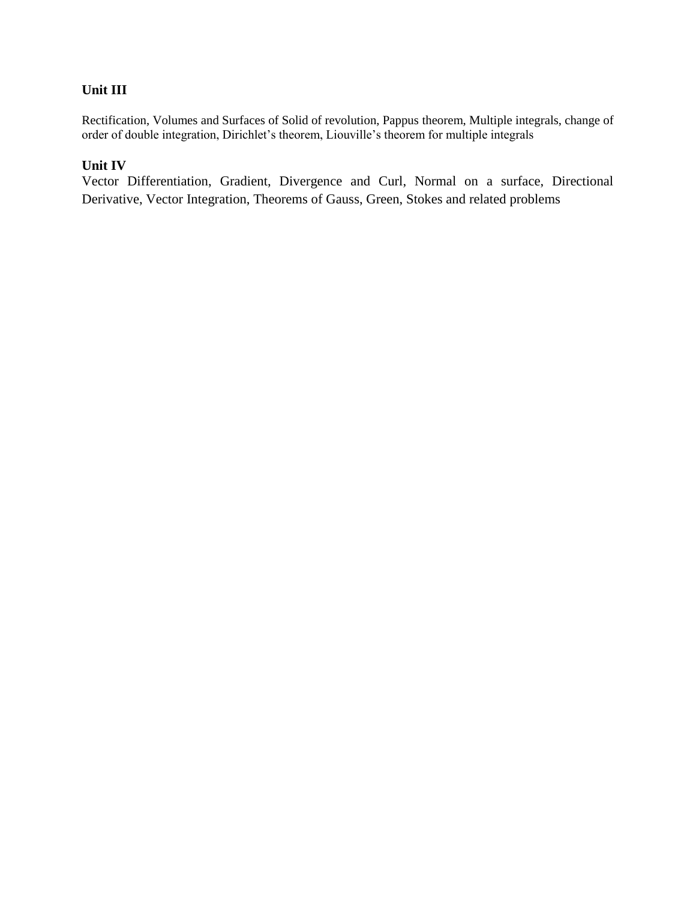**Unit III**

Rectification, Volumes and Surfaces of Solid of revolution, Pappus theorem, Multiple integrals, change of order of double integration, Dirichlet's theorem, Liouville's theorem for multiple integrals

**Unit IV**

Vector Differentiation, Gradient, Divergence and Curl, Normal on a surface, Directional Derivative, Vector Integration, Theorems of Gauss, Green, Stokes and related problems